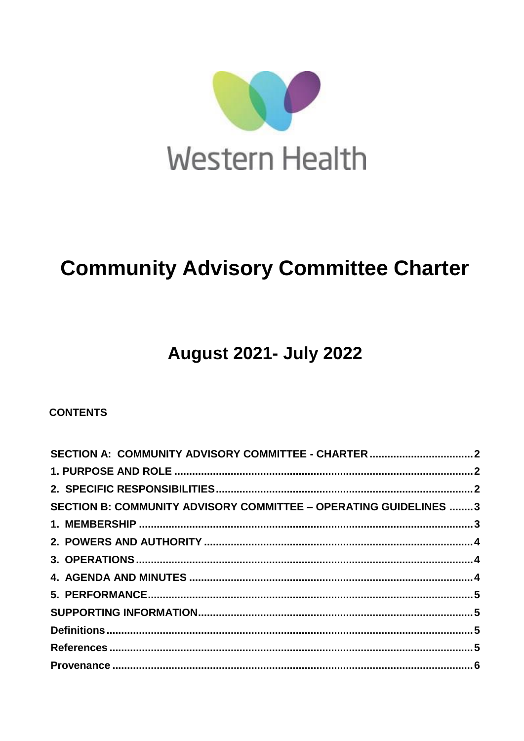Western Health

# Community Advisory Committee Charter

## August 2021- July 2022

**CONTENTS**

| | |
|---|---|
| **SECTION A: COMMUNITY ADVISORY COMMITTEE - CHARTER** | **2** |
| **1. PURPOSE AND ROLE** | **2** |
| **2. SPECIFIC RESPONSIBILITIES** | **2** |
| **SECTION B: COMMUNITY ADVISORY COMMITTEE – OPERATING GUIDELINES** | **3** |
| **1. MEMBERSHIP** | **3** |
| **2. POWERS AND AUTHORITY** | **4** |
| **3. OPERATIONS** | **4** |
| **4. AGENDA AND MINUTES** | **4** |
| **5. PERFORMANCE** | **5** |
| **SUPPORTING INFORMATION** | **5** |
| **Definitions** | **5** |
| **References** | **5** |
| **Provenance** | **6** |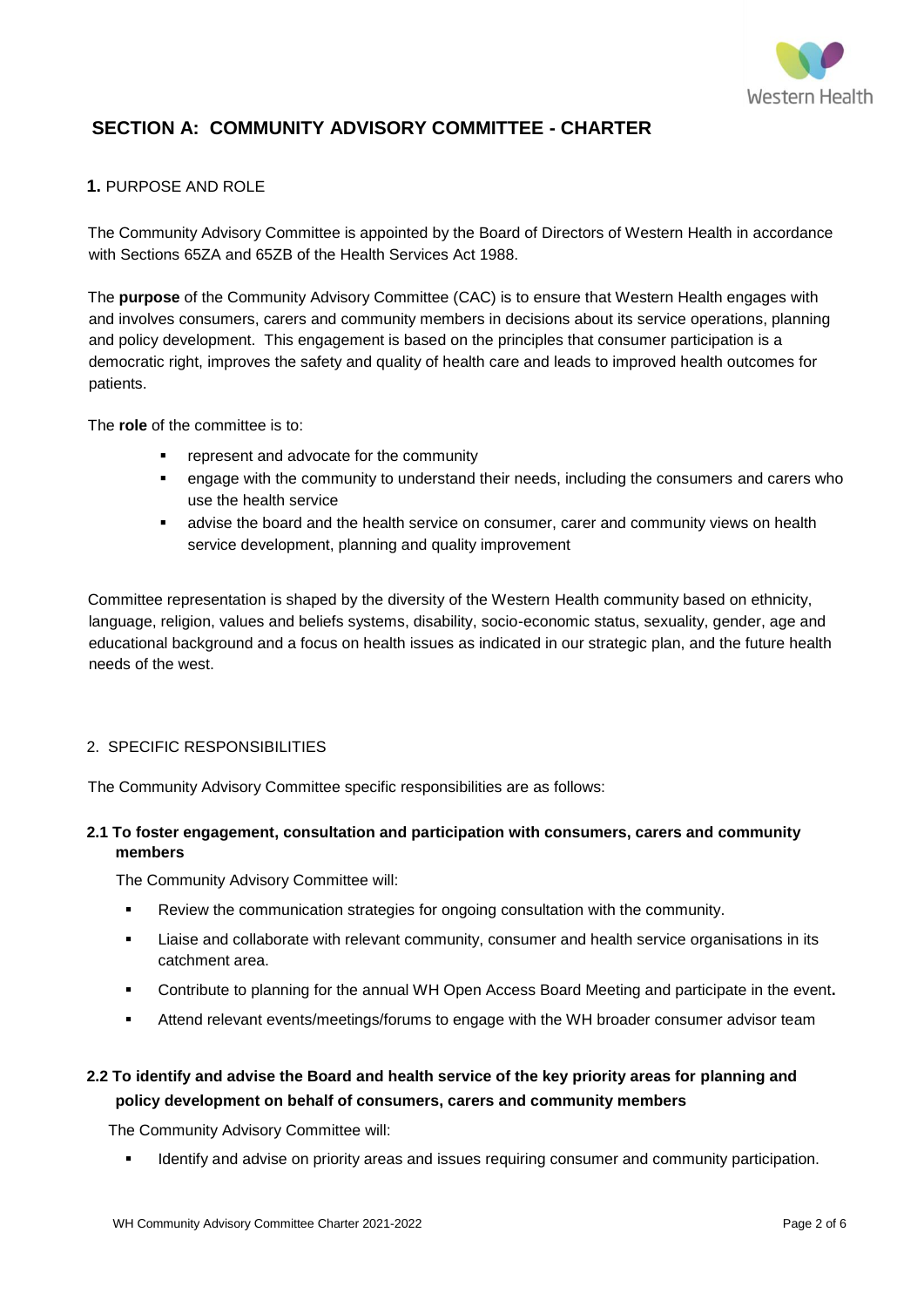# SECTION A: COMMUNITY ADVISORY COMMITTEE - CHARTER

## 1. PURPOSE AND ROLE

The Community Advisory Committee is appointed by the Board of Directors of Western Health in accordance with Sections 65ZA and 65ZB of the Health Services Act 1988.

The **purpose** of the Community Advisory Committee (CAC) is to ensure that Western Health engages with and involves consumers, carers and community members in decisions about its service operations, planning and policy development. This engagement is based on the principles that consumer participation is a democratic right, improves the safety and quality of health care and leads to improved health outcomes for patients.

The **role** of the committee is to:

- represent and advocate for the community
- engage with the community to understand their needs, including the consumers and carers who use the health service
- advise the board and the health service on consumer, carer and community views on health service development, planning and quality improvement

Committee representation is shaped by the diversity of the Western Health community based on ethnicity, language, religion, values and beliefs systems, disability, socio-economic status, sexuality, gender, age and educational background and a focus on health issues as indicated in our strategic plan, and the future health needs of the west.

## 2. SPECIFIC RESPONSIBILITIES

The Community Advisory Committee specific responsibilities are as follows:

### 2.1 To foster engagement, consultation and participation with consumers, carers and community members

The Community Advisory Committee will:

- Review the communication strategies for ongoing consultation with the community.
- Liaise and collaborate with relevant community, consumer and health service organisations in its catchment area.
- Contribute to planning for the annual WH Open Access Board Meeting and participate in the event**.**
- Attend relevant events/meetings/forums to engage with the WH broader consumer advisor team

### 2.2 To identify and advise the Board and health service of the key priority areas for planning and policy development on behalf of consumers, carers and community members

The Community Advisory Committee will:

- Identify and advise on priority areas and issues requiring consumer and community participation.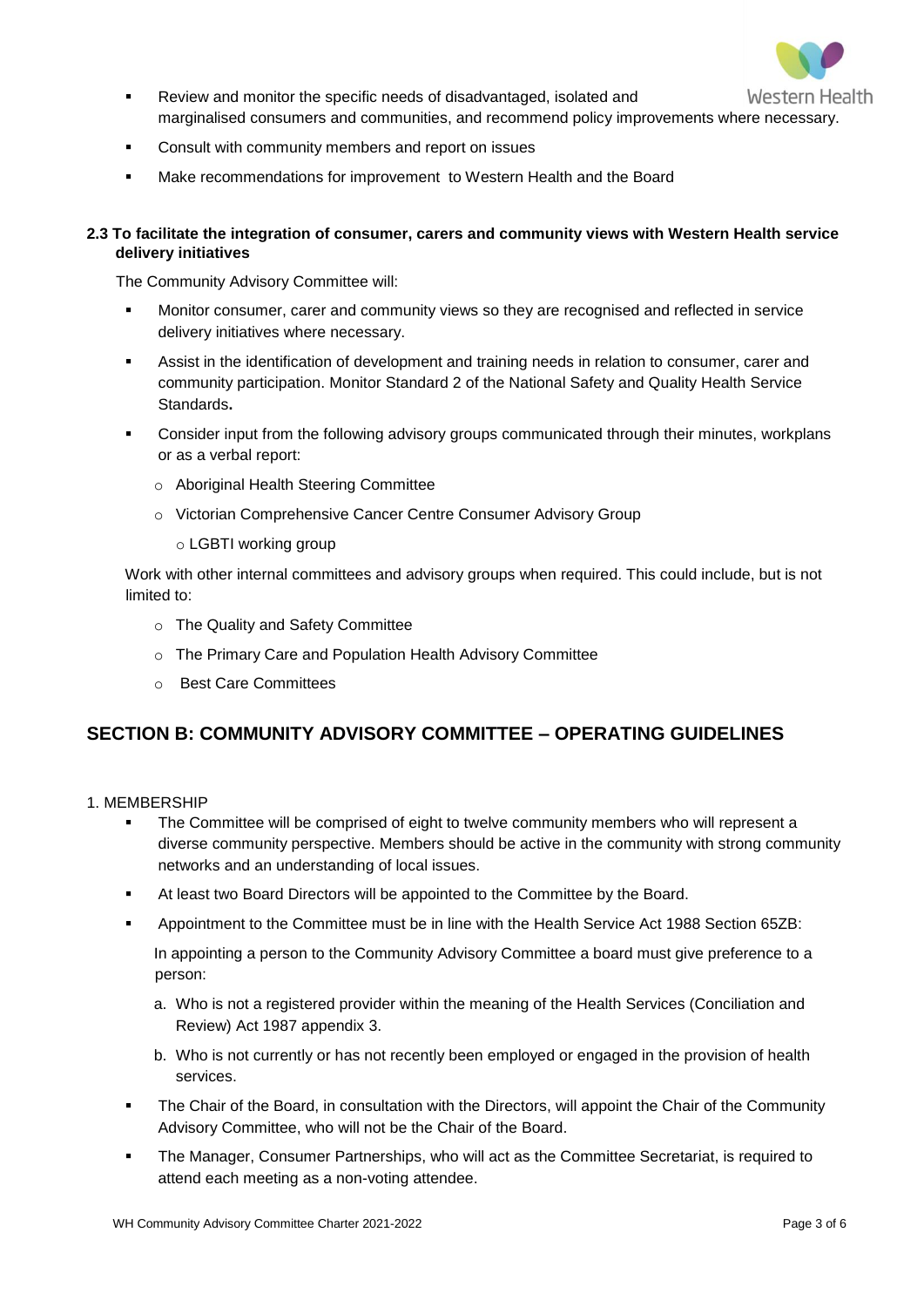- Review and monitor the specific needs of disadvantaged, isolated and marginalised consumers and communities, and recommend policy improvements where necessary.
- Consult with community members and report on issues
- Make recommendations for improvement to Western Health and the Board

**2.3 To facilitate the integration of consumer, carers and community views with Western Health service delivery initiatives**

The Community Advisory Committee will:

- Monitor consumer, carer and community views so they are recognised and reflected in service delivery initiatives where necessary.
- Assist in the identification of development and training needs in relation to consumer, carer and community participation. Monitor Standard 2 of the National Safety and Quality Health Service Standards**.**
- Consider input from the following advisory groups communicated through their minutes, workplans or as a verbal report:
  - Aboriginal Health Steering Committee
  - Victorian Comprehensive Cancer Centre Consumer Advisory Group
  - LGBTI working group

Work with other internal committees and advisory groups when required. This could include, but is not limited to:

- The Quality and Safety Committee
- The Primary Care and Population Health Advisory Committee
- Best Care Committees

## SECTION B: COMMUNITY ADVISORY COMMITTEE – OPERATING GUIDELINES

1. MEMBERSHIP

- The Committee will be comprised of eight to twelve community members who will represent a diverse community perspective. Members should be active in the community with strong community networks and an understanding of local issues.
- At least two Board Directors will be appointed to the Committee by the Board.
- Appointment to the Committee must be in line with the Health Service Act 1988 Section 65ZB:

  In appointing a person to the Community Advisory Committee a board must give preference to a person:

  a. Who is not a registered provider within the meaning of the Health Services (Conciliation and Review) Act 1987 appendix 3.

  b. Who is not currently or has not recently been employed or engaged in the provision of health services.
- The Chair of the Board, in consultation with the Directors, will appoint the Chair of the Community Advisory Committee, who will not be the Chair of the Board.
- The Manager, Consumer Partnerships, who will act as the Committee Secretariat, is required to attend each meeting as a non-voting attendee.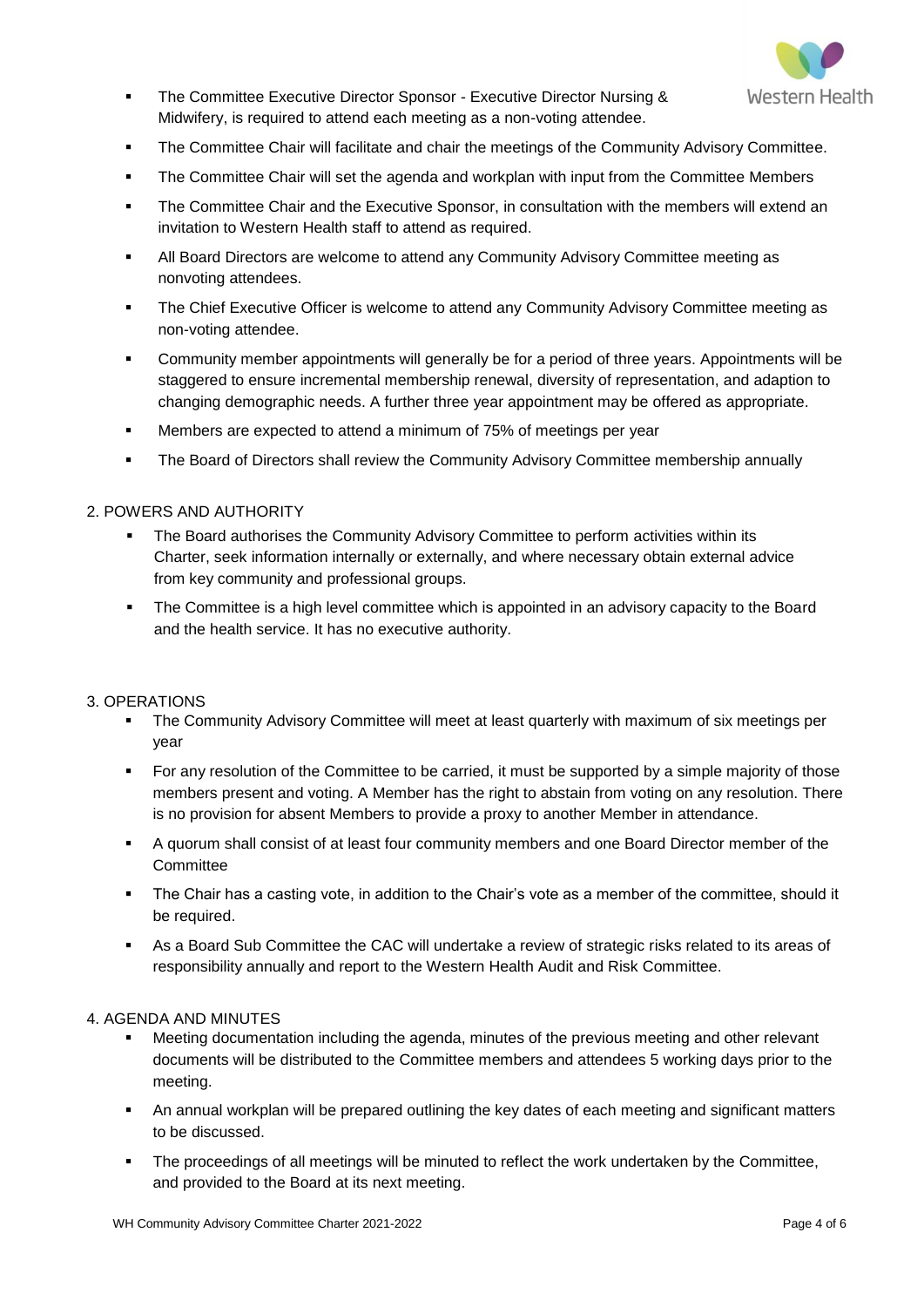- The Committee Executive Director Sponsor - Executive Director Nursing & Midwifery, is required to attend each meeting as a non-voting attendee.
- The Committee Chair will facilitate and chair the meetings of the Community Advisory Committee.
- The Committee Chair will set the agenda and workplan with input from the Committee Members
- The Committee Chair and the Executive Sponsor, in consultation with the members will extend an invitation to Western Health staff to attend as required.
- All Board Directors are welcome to attend any Community Advisory Committee meeting as nonvoting attendees.
- The Chief Executive Officer is welcome to attend any Community Advisory Committee meeting as non-voting attendee.
- Community member appointments will generally be for a period of three years. Appointments will be staggered to ensure incremental membership renewal, diversity of representation, and adaption to changing demographic needs. A further three year appointment may be offered as appropriate.
- Members are expected to attend a minimum of 75% of meetings per year
- The Board of Directors shall review the Community Advisory Committee membership annually

## 2. POWERS AND AUTHORITY

- The Board authorises the Community Advisory Committee to perform activities within its Charter, seek information internally or externally, and where necessary obtain external advice from key community and professional groups.
- The Committee is a high level committee which is appointed in an advisory capacity to the Board and the health service. It has no executive authority.

## 3. OPERATIONS

- The Community Advisory Committee will meet at least quarterly with maximum of six meetings per year
- For any resolution of the Committee to be carried, it must be supported by a simple majority of those members present and voting. A Member has the right to abstain from voting on any resolution. There is no provision for absent Members to provide a proxy to another Member in attendance.
- A quorum shall consist of at least four community members and one Board Director member of the Committee
- The Chair has a casting vote, in addition to the Chair's vote as a member of the committee, should it be required.
- As a Board Sub Committee the CAC will undertake a review of strategic risks related to its areas of responsibility annually and report to the Western Health Audit and Risk Committee.

## 4. AGENDA AND MINUTES

- Meeting documentation including the agenda, minutes of the previous meeting and other relevant documents will be distributed to the Committee members and attendees 5 working days prior to the meeting.
- An annual workplan will be prepared outlining the key dates of each meeting and significant matters to be discussed.
- The proceedings of all meetings will be minuted to reflect the work undertaken by the Committee, and provided to the Board at its next meeting.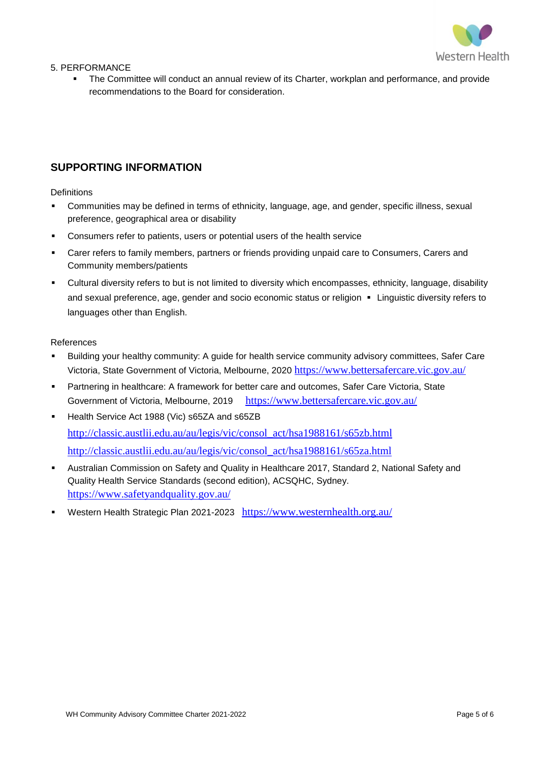5. PERFORMANCE

- The Committee will conduct an annual review of its Charter, workplan and performance, and provide recommendations to the Board for consideration.

## SUPPORTING INFORMATION

Definitions

- Communities may be defined in terms of ethnicity, language, age, and gender, specific illness, sexual preference, geographical area or disability
- Consumers refer to patients, users or potential users of the health service
- Carer refers to family members, partners or friends providing unpaid care to Consumers, Carers and Community members/patients
- Cultural diversity refers to but is not limited to diversity which encompasses, ethnicity, language, disability and sexual preference, age, gender and socio economic status or religion ▪ Linguistic diversity refers to languages other than English.

References

- Building your healthy community: A guide for health service community advisory committees, Safer Care Victoria, State Government of Victoria, Melbourne, 2020 https://www.bettersafercare.vic.gov.au/
- Partnering in healthcare: A framework for better care and outcomes, Safer Care Victoria, State Government of Victoria, Melbourne, 2019 https://www.bettersafercare.vic.gov.au/
- Health Service Act 1988 (Vic) s65ZA and s65ZB
  http://classic.austlii.edu.au/au/legis/vic/consol_act/hsa1988161/s65zb.html
  http://classic.austlii.edu.au/au/legis/vic/consol_act/hsa1988161/s65za.html
- Australian Commission on Safety and Quality in Healthcare 2017, Standard 2, National Safety and Quality Health Service Standards (second edition), ACSQHC, Sydney. https://www.safetyandquality.gov.au/
- Western Health Strategic Plan 2021-2023 https://www.westernhealth.org.au/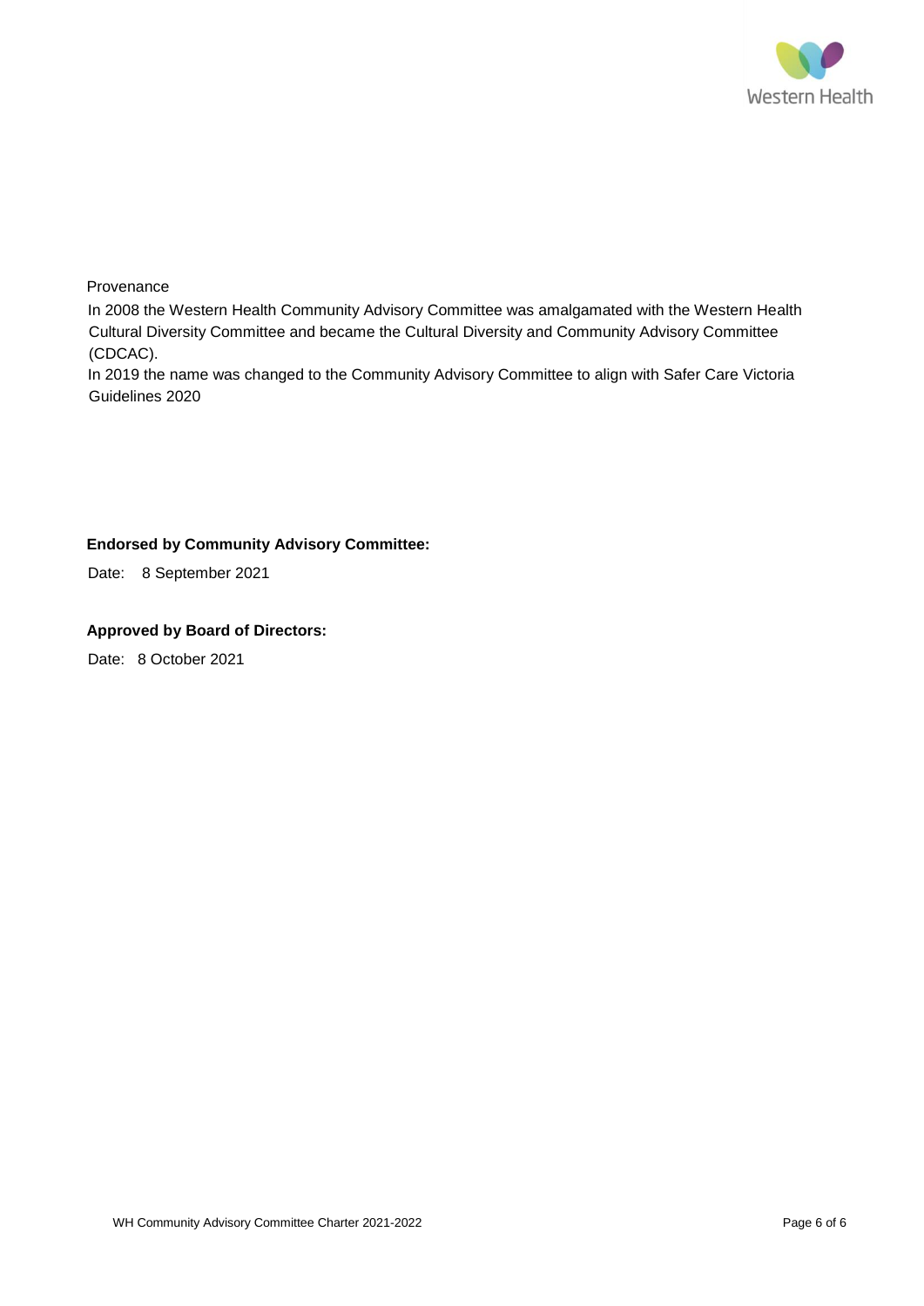Provenance

In 2008 the Western Health Community Advisory Committee was amalgamated with the Western Health Cultural Diversity Committee and became the Cultural Diversity and Community Advisory Committee (CDCAC).

In 2019 the name was changed to the Community Advisory Committee to align with Safer Care Victoria Guidelines 2020

**Endorsed by Community Advisory Committee:**

Date: 8 September 2021

**Approved by Board of Directors:**

Date: 8 October 2021